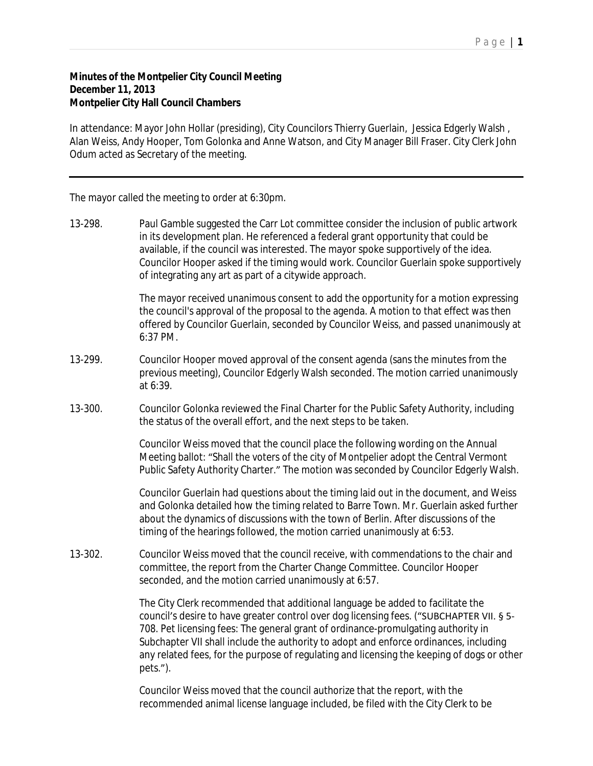**Minutes of the Montpelier City Council Meeting**
**December 11, 2013**
**Montpelier City Hall Council Chambers**

In attendance: Mayor John Hollar (presiding), City Councilors Thierry Guerlain, Jessica Edgerly Walsh , Alan Weiss, Andy Hooper, Tom Golonka and Anne Watson, and City Manager Bill Fraser. City Clerk John Odum acted as Secretary of the meeting.

---

The mayor called the meeting to order at 6:30pm.

13-298. Paul Gamble suggested the Carr Lot committee consider the inclusion of public artwork in its development plan. He referenced a federal grant opportunity that could be available, if the council was interested. The mayor spoke supportively of the idea. Councilor Hooper asked if the timing would work. Councilor Guerlain spoke supportively of integrating any art as part of a citywide approach.

The mayor received unanimous consent to add the opportunity for a motion expressing the council's approval of the proposal to the agenda. A motion to that effect was then offered by Councilor Guerlain, seconded by Councilor Weiss, and passed unanimously at 6:37 PM.

13-299. Councilor Hooper moved approval of the consent agenda (sans the minutes from the previous meeting), Councilor Edgerly Walsh seconded. The motion carried unanimously at 6:39.

13-300. Councilor Golonka reviewed the Final Charter for the Public Safety Authority, including the status of the overall effort, and the next steps to be taken.

Councilor Weiss moved that the council place the following wording on the Annual Meeting ballot: "Shall the voters of the city of Montpelier adopt the Central Vermont Public Safety Authority Charter." The motion was seconded by Councilor Edgerly Walsh.

Councilor Guerlain had questions about the timing laid out in the document, and Weiss and Golonka detailed how the timing related to Barre Town. Mr. Guerlain asked further about the dynamics of discussions with the town of Berlin. After discussions of the timing of the hearings followed, the motion carried unanimously at 6:53.

13-302. Councilor Weiss moved that the council receive, with commendations to the chair and committee, the report from the Charter Change Committee. Councilor Hooper seconded, and the motion carried unanimously at 6:57.

The City Clerk recommended that additional language be added to facilitate the council's desire to have greater control over dog licensing fees. ("SUBCHAPTER VII. § 5-708. Pet licensing fees: The general grant of ordinance-promulgating authority in Subchapter VII shall include the authority to adopt and enforce ordinances, including any related fees, for the purpose of regulating and licensing the keeping of dogs or other pets.").

Councilor Weiss moved that the council authorize that the report, with the recommended animal license language included, be filed with the City Clerk to be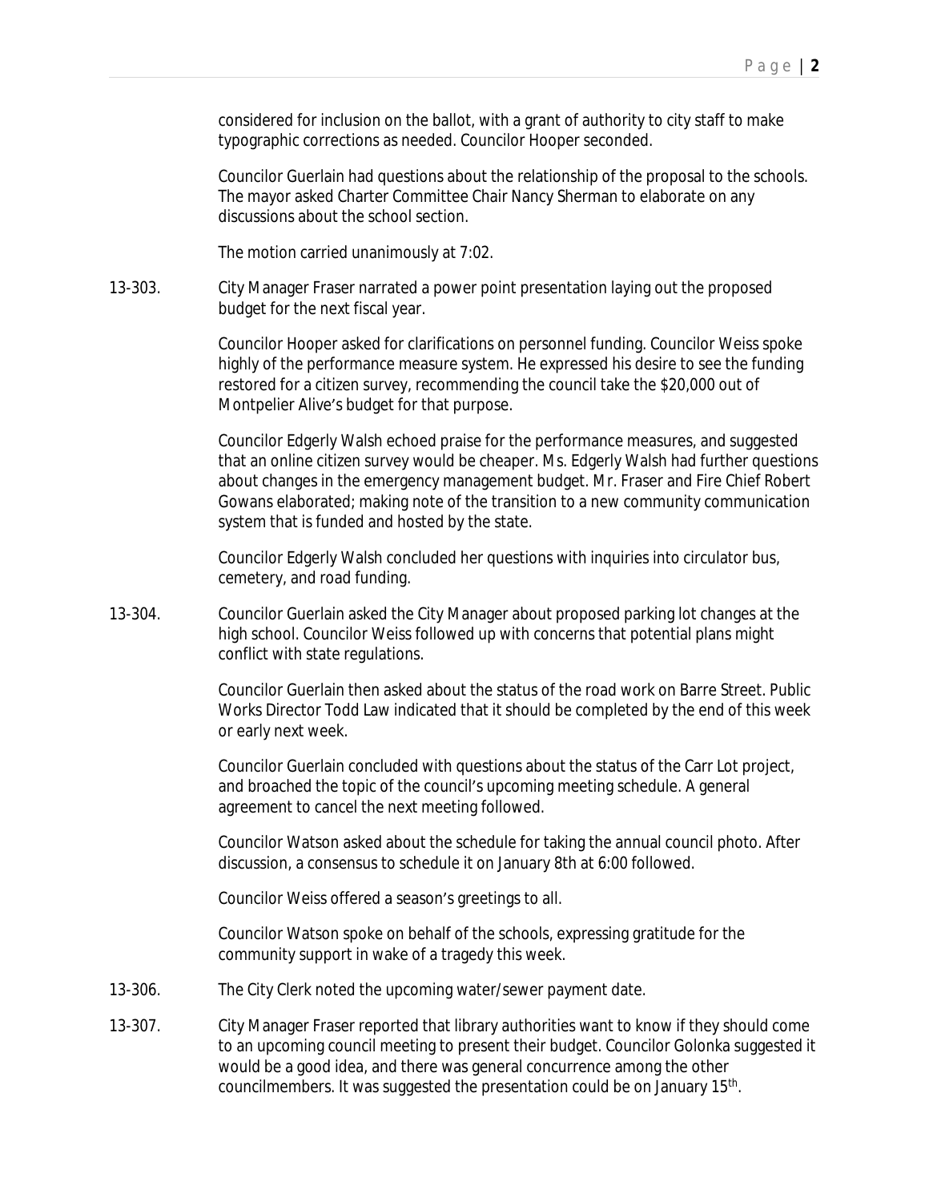considered for inclusion on the ballot, with a grant of authority to city staff to make typographic corrections as needed. Councilor Hooper seconded.

Councilor Guerlain had questions about the relationship of the proposal to the schools. The mayor asked Charter Committee Chair Nancy Sherman to elaborate on any discussions about the school section.

The motion carried unanimously at 7:02.

13-303. City Manager Fraser narrated a power point presentation laying out the proposed budget for the next fiscal year.

Councilor Hooper asked for clarifications on personnel funding. Councilor Weiss spoke highly of the performance measure system. He expressed his desire to see the funding restored for a citizen survey, recommending the council take the $20,000 out of Montpelier Alive's budget for that purpose.

Councilor Edgerly Walsh echoed praise for the performance measures, and suggested that an online citizen survey would be cheaper. Ms. Edgerly Walsh had further questions about changes in the emergency management budget. Mr. Fraser and Fire Chief Robert Gowans elaborated; making note of the transition to a new community communication system that is funded and hosted by the state.

Councilor Edgerly Walsh concluded her questions with inquiries into circulator bus, cemetery, and road funding.

13-304. Councilor Guerlain asked the City Manager about proposed parking lot changes at the high school. Councilor Weiss followed up with concerns that potential plans might conflict with state regulations.

Councilor Guerlain then asked about the status of the road work on Barre Street. Public Works Director Todd Law indicated that it should be completed by the end of this week or early next week.

Councilor Guerlain concluded with questions about the status of the Carr Lot project, and broached the topic of the council's upcoming meeting schedule. A general agreement to cancel the next meeting followed.

Councilor Watson asked about the schedule for taking the annual council photo. After discussion, a consensus to schedule it on January 8th at 6:00 followed.

Councilor Weiss offered a season's greetings to all.

Councilor Watson spoke on behalf of the schools, expressing gratitude for the community support in wake of a tragedy this week.

13-306. The City Clerk noted the upcoming water/sewer payment date.

13-307. City Manager Fraser reported that library authorities want to know if they should come to an upcoming council meeting to present their budget. Councilor Golonka suggested it would be a good idea, and there was general concurrence among the other councilmembers. It was suggested the presentation could be on January 15th.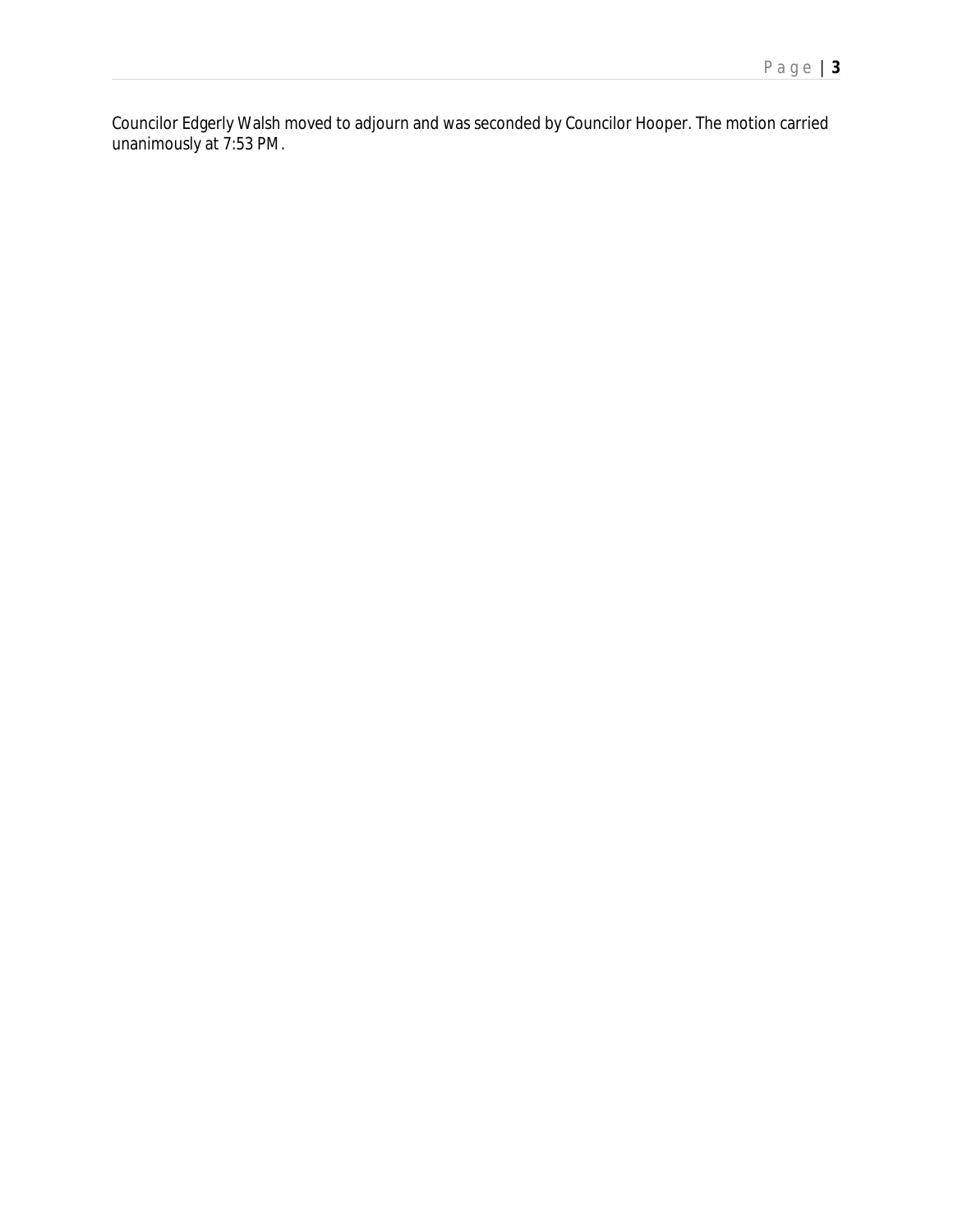Councilor Edgerly Walsh moved to adjourn and was seconded by Councilor Hooper. The motion carried unanimously at 7:53 PM.